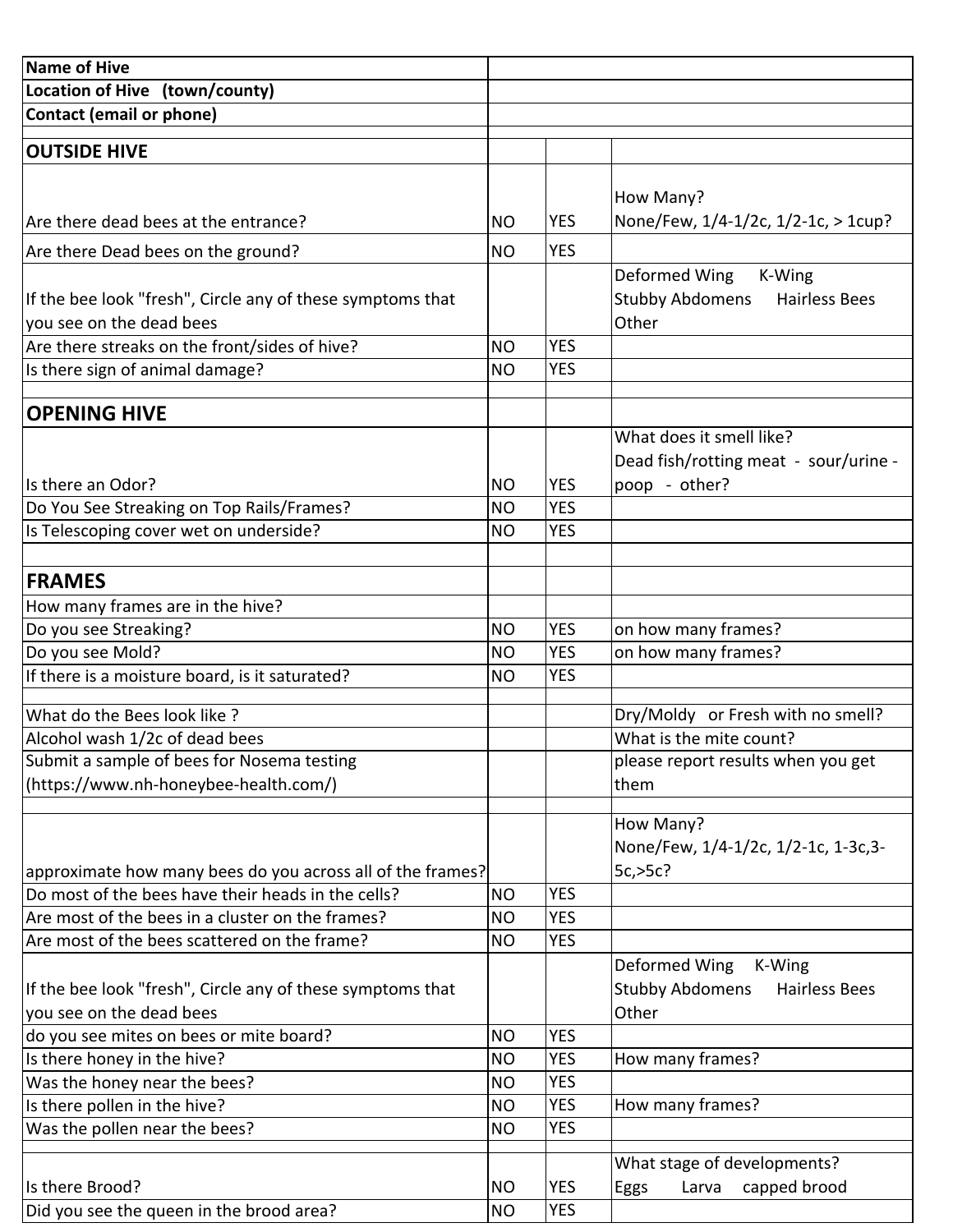| Name of Hive | | | |
|---|---|---|---|
| Location of Hive (town/county) | | | |
| Contact (email or phone) | | | |
| | | | |
| **OUTSIDE HIVE** | | | |
| Are there dead bees at the entrance? | NO | YES | How Many? None/Few, 1/4-1/2c, 1/2-1c, > 1cup? |
| Are there Dead bees on the ground? | NO | YES | |
| If the bee look "fresh", Circle any of these symptoms that you see on the dead bees | | | Deformed Wing K-Wing Stubby Abdomens Hairless Bees Other |
| Are there streaks on the front/sides of hive? | NO | YES | |
| Is there sign of animal damage? | NO | YES | |
| | | | |
| **OPENING HIVE** | | | |
| Is there an Odor? | NO | YES | What does it smell like? Dead fish/rotting meat - sour/urine - poop - other? |
| Do You See Streaking on Top Rails/Frames? | NO | YES | |
| Is Telescoping cover wet on underside? | NO | YES | |
| | | | |
| **FRAMES** | | | |
| How many frames are in the hive? | | | |
| Do you see Streaking? | NO | YES | on how many frames? |
| Do you see Mold? | NO | YES | on how many frames? |
| If there is a moisture board, is it saturated? | NO | YES | |
| | | | |
| What do the Bees look like ? | | | Dry/Moldy or Fresh with no smell? |
| Alcohol wash 1/2c of dead bees | | | What is the mite count? |
| Submit a sample of bees for Nosema testing (https://www.nh-honeybee-health.com/) | | | please report results when you get them |
| | | | |
| approximate how many bees do you across all of the frames? | | | How Many? None/Few, 1/4-1/2c, 1/2-1c, 1-3c,3-5c,>5c? |
| Do most of the bees have their heads in the cells? | NO | YES | |
| Are most of the bees in a cluster on the frames? | NO | YES | |
| Are most of the bees scattered on the frame? | NO | YES | |
| If the bee look "fresh", Circle any of these symptoms that you see on the dead bees | | | Deformed Wing K-Wing Stubby Abdomens Hairless Bees Other |
| do you see mites on bees or mite board? | NO | YES | |
| Is there honey in the hive? | NO | YES | How many frames? |
| Was the honey near the bees? | NO | YES | |
| Is there pollen in the hive? | NO | YES | How many frames? |
| Was the pollen near the bees? | NO | YES | |
| | | | |
| Is there Brood? | NO | YES | What stage of developments? Eggs Larva capped brood |
| Did you see the queen in the brood area? | NO | YES | |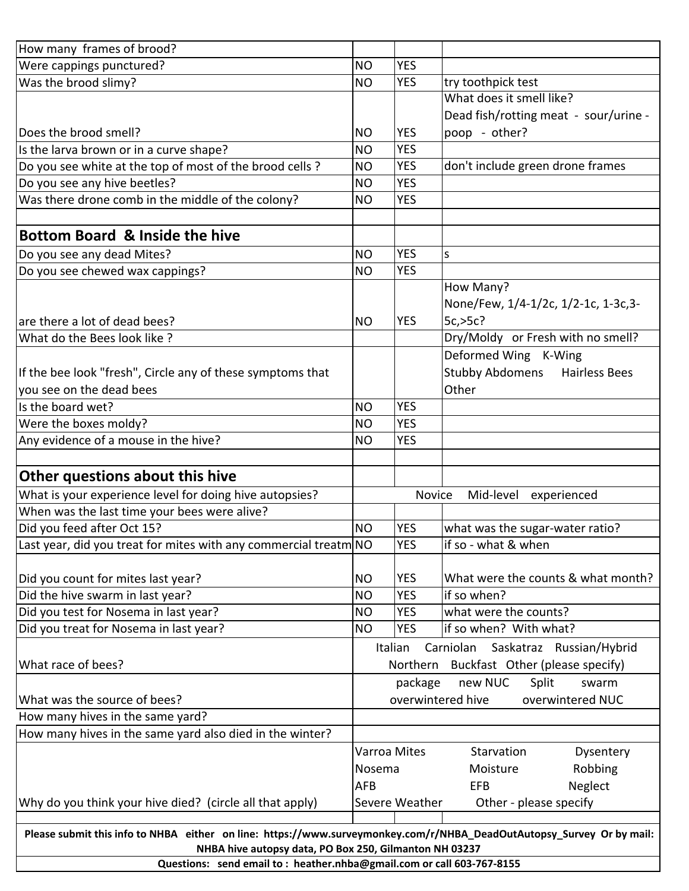| | | | |
|---|---|---|---|
| How many frames of brood? | | | |
| Were cappings punctured? | NO | YES | |
| Was the brood slimy? | NO | YES | try toothpick test |
| Does the brood smell? | NO | YES | What does it smell like? Dead fish/rotting meat - sour/urine - poop - other? |
| Is the larva brown or in a curve shape? | NO | YES | |
| Do you see white at the top of most of the brood cells ? | NO | YES | don't include green drone frames |
| Do you see any hive beetles? | NO | YES | |
| Was there drone comb in the middle of the colony? | NO | YES | |
| | | | |
| **Bottom Board & Inside the hive** | | | |
| Do you see any dead Mites? | NO | YES | s |
| Do you see chewed wax cappings? | NO | YES | |
| are there a lot of dead bees? | NO | YES | How Many? None/Few, 1/4-1/2c, 1/2-1c, 1-3c,3-5c,>5c? |
| What do the Bees look like ? | | | Dry/Moldy or Fresh with no smell? |
| If the bee look "fresh", Circle any of these symptoms that you see on the dead bees | | | Deformed Wing K-Wing Stubby Abdomens Hairless Bees Other |
| Is the board wet? | NO | YES | |
| Were the boxes moldy? | NO | YES | |
| Any evidence of a mouse in the hive? | NO | YES | |
| | | | |
| **Other questions about this hive** | | | |
| What is your experience level for doing hive autopsies? | Novice Mid-level experienced | | |
| When was the last time your bees were alive? | | | |
| Did you feed after Oct 15? | NO | YES | what was the sugar-water ratio? |
| Last year, did you treat for mites with any commercial treatm | NO | YES | if so - what & when |
| Did you count for mites last year? | NO | YES | What were the counts & what month? |
| Did the hive swarm in last year? | NO | YES | if so when? |
| Did you test for Nosema in last year? | NO | YES | what were the counts? |
| Did you treat for Nosema in last year? | NO | YES | if so when? With what? |
| What race of bees? | Italian Carniolan Saskatraz Russian/Hybrid Northern Buckfast Other (please specify) | | |
| What was the source of bees? | package new NUC Split swarm overwintered hive overwintered NUC | | |
| How many hives in the same yard? | | | |
| How many hives in the same yard also died in the winter? | | | |
| Why do you think your hive died? (circle all that apply) | Varroa Mites Starvation Dysentery Nosema Moisture Robbing AFB EFB Neglect Severe Weather Other - please specify | | |

**Please submit this info to NHBA either on line: https://www.surveymonkey.com/r/NHBA_DeadOutAutopsy_Survey Or by mail: NHBA hive autopsy data, PO Box 250, Gilmanton NH 03237**

**Questions: send email to : heather.nhba@gmail.com or call 603-767-8155**